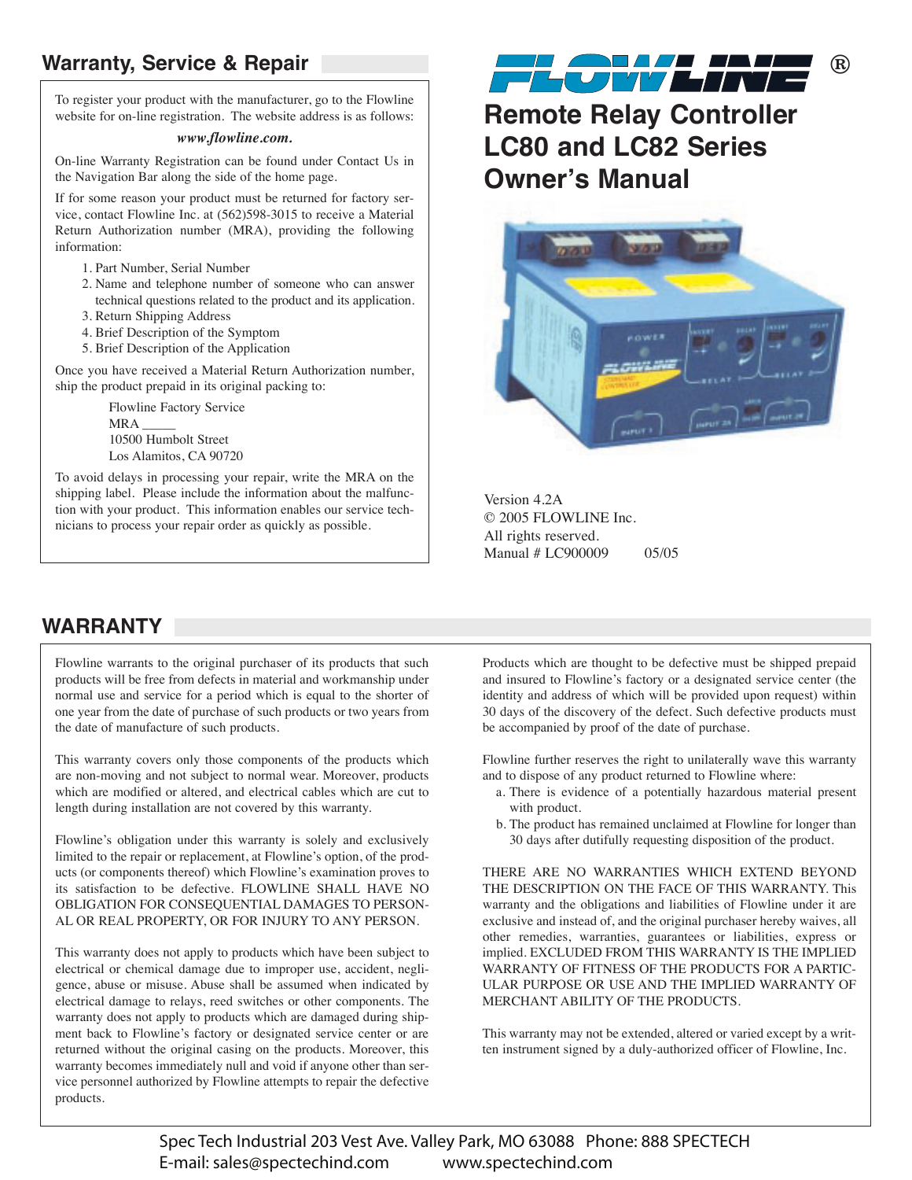# FLOWLINE®

# Remote Relay Controller LC80 and LC82 Series Owner's Manual

Version 4.2A
© 2005 FLOWLINE Inc.
All rights reserved.
Manual # LC900009 05/05

## Warranty, Service & Repair

To register your product with the manufacturer, go to the Flowline website for on-line registration. The website address is as follows:

***www.flowline.com.***

On-line Warranty Registration can be found under Contact Us in the Navigation Bar along the side of the home page.

If for some reason your product must be returned for factory service, contact Flowline Inc. at (562)598-3015 to receive a Material Return Authorization number (MRA), providing the following information:

1. Part Number, Serial Number
2. Name and telephone number of someone who can answer technical questions related to the product and its application.
3. Return Shipping Address
4. Brief Description of the Symptom
5. Brief Description of the Application

Once you have received a Material Return Authorization number, ship the product prepaid in its original packing to:

Flowline Factory Service
MRA _____
10500 Humbolt Street
Los Alamitos, CA 90720

To avoid delays in processing your repair, write the MRA on the shipping label. Please include the information about the malfunction with your product. This information enables our service technicians to process your repair order as quickly as possible.

## WARRANTY

Flowline warrants to the original purchaser of its products that such products will be free from defects in material and workmanship under normal use and service for a period which is equal to the shorter of one year from the date of purchase of such products or two years from the date of manufacture of such products.

This warranty covers only those components of the products which are non-moving and not subject to normal wear. Moreover, products which are modified or altered, and electrical cables which are cut to length during installation are not covered by this warranty.

Flowline's obligation under this warranty is solely and exclusively limited to the repair or replacement, at Flowline's option, of the products (or components thereof) which Flowline's examination proves to its satisfaction to be defective. FLOWLINE SHALL HAVE NO OBLIGATION FOR CONSEQUENTIAL DAMAGES TO PERSONAL OR REAL PROPERTY, OR FOR INJURY TO ANY PERSON.

This warranty does not apply to products which have been subject to electrical or chemical damage due to improper use, accident, negligence, abuse or misuse. Abuse shall be assumed when indicated by electrical damage to relays, reed switches or other components. The warranty does not apply to products which are damaged during shipment back to Flowline's factory or designated service center or are returned without the original casing on the products. Moreover, this warranty becomes immediately null and void if anyone other than service personnel authorized by Flowline attempts to repair the defective products.

Products which are thought to be defective must be shipped prepaid and insured to Flowline's factory or a designated service center (the identity and address of which will be provided upon request) within 30 days of the discovery of the defect. Such defective products must be accompanied by proof of the date of purchase.

Flowline further reserves the right to unilaterally wave this warranty and to dispose of any product returned to Flowline where:

a. There is evidence of a potentially hazardous material present with product.
b. The product has remained unclaimed at Flowline for longer than 30 days after dutifully requesting disposition of the product.

THERE ARE NO WARRANTIES WHICH EXTEND BEYOND THE DESCRIPTION ON THE FACE OF THIS WARRANTY. This warranty and the obligations and liabilities of Flowline under it are exclusive and instead of, and the original purchaser hereby waives, all other remedies, warranties, guarantees or liabilities, express or implied. EXCLUDED FROM THIS WARRANTY IS THE IMPLIED WARRANTY OF FITNESS OF THE PRODUCTS FOR A PARTICULAR PURPOSE OR USE AND THE IMPLIED WARRANTY OF MERCHANT ABILITY OF THE PRODUCTS.

This warranty may not be extended, altered or varied except by a written instrument signed by a duly-authorized officer of Flowline, Inc.

Spec Tech Industrial 203 Vest Ave. Valley Park, MO 63088 Phone: 888 SPECTECH
E-mail: sales@spectechind.com www.spectechind.com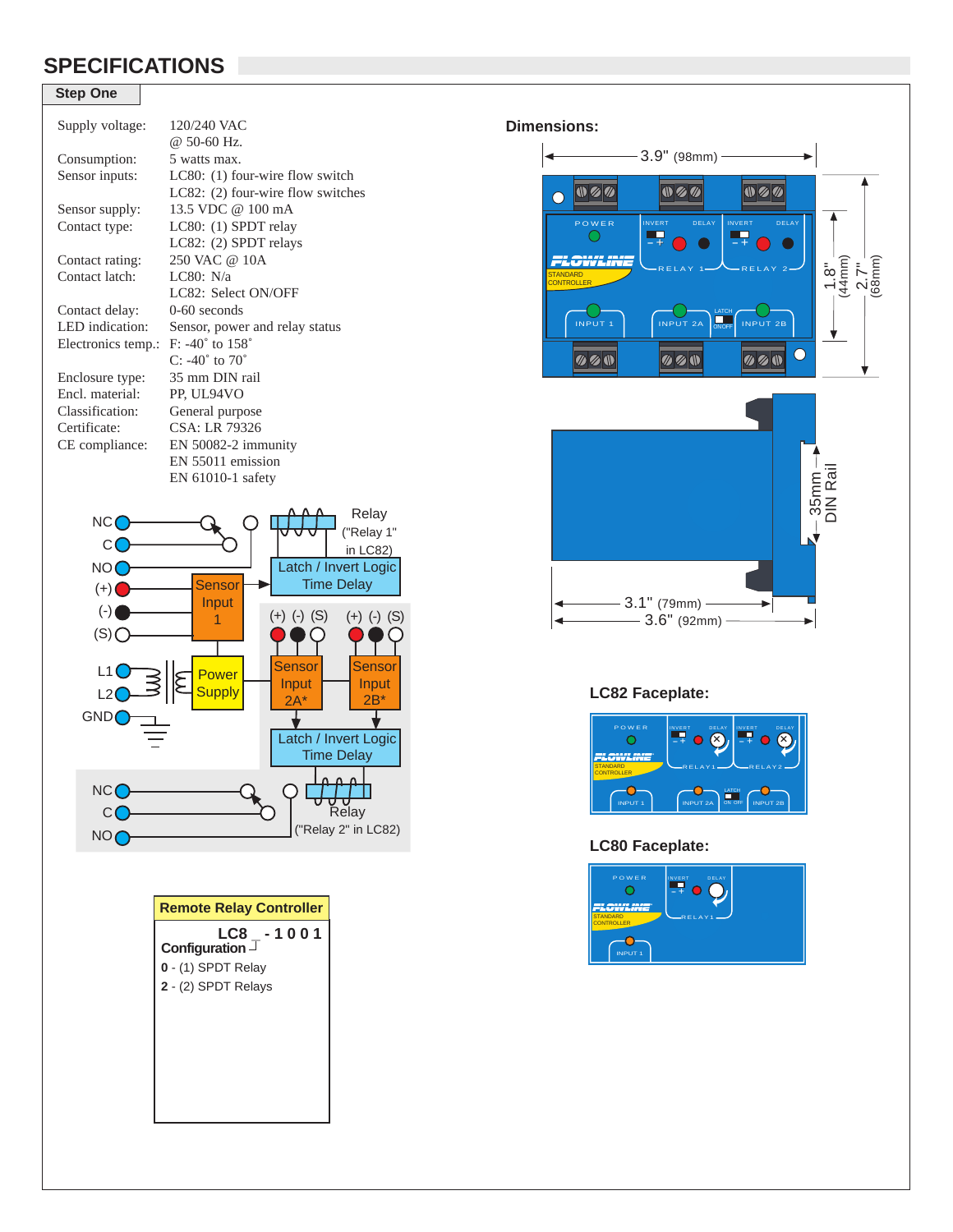## SPECIFICATIONS

**Step One**

| | |
|---|---|
| Supply voltage: | 120/240 VAC @ 50-60 Hz. |
| Consumption: | 5 watts max. |
| Sensor inputs: | LC80: (1) four-wire flow switch<br>LC82: (2) four-wire flow switches |
| Sensor supply: | 13.5 VDC @ 100 mA |
| Contact type: | LC80: (1) SPDT relay<br>LC82: (2) SPDT relays |
| Contact rating: | 250 VAC @ 10A |
| Contact latch: | LC80: N/a<br>LC82: Select ON/OFF |
| Contact delay: | 0-60 seconds |
| LED indication: | Sensor, power and relay status |
| Electronics temp.: | F: -40˚ to 158˚<br>C: -40˚ to 70˚ |
| Enclosure type: | 35 mm DIN rail |
| Encl. material: | PP, UL94VO |
| Classification: | General purpose |
| Certificate: | CSA: LR 79326 |
| CE compliance: | EN 50082-2 immunity<br>EN 55011 emission<br>EN 61010-1 safety |

**Dimensions:**

3.9" (98mm) · 1.8" (44mm) · 2.7" (68mm) · 35mm DIN Rail · 3.1" (79mm) · 3.6" (92mm)

NC, C, NO, (+), (-), (S), L1, L2, GND

Relay ("Relay 1" in LC82)

Latch / Invert Logic Time Delay

Sensor Input 1

Power Supply

(+) (-) (S) (+) (-) (S)

Sensor Input 2A*

Sensor Input 2B*

Latch / Invert Logic Time Delay

NC, C, NO

Relay ("Relay 2" in LC82)

**LC82 Faceplate:**

**LC80 Faceplate:**

**Remote Relay Controller**

LC8 _ - 1 0 0 1

Configuration

**0** - (1) SPDT Relay

**2** - (2) SPDT Relays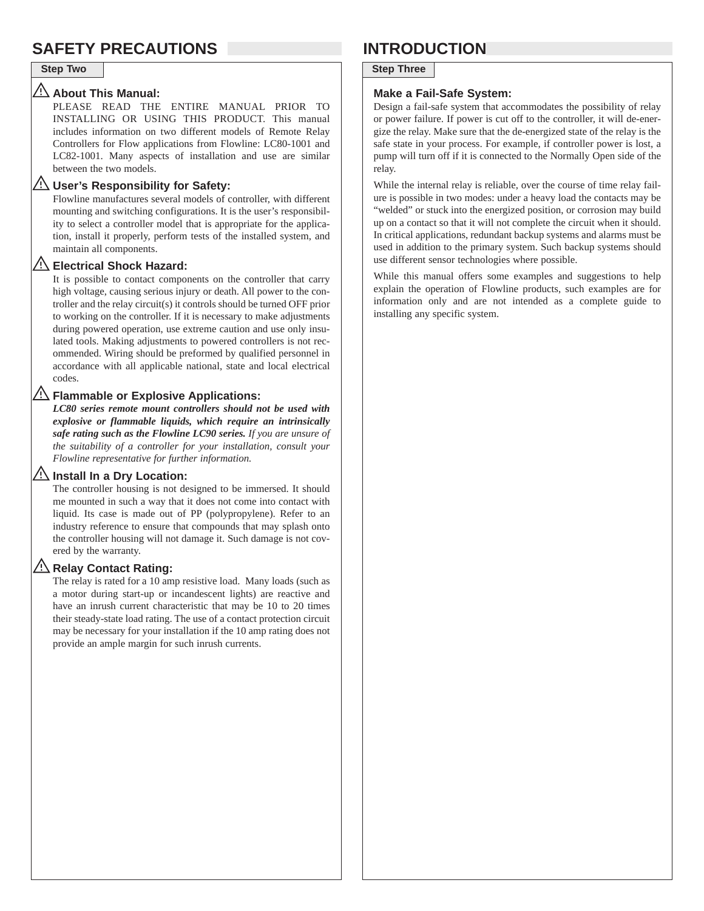## SAFETY PRECAUTIONS

**Step Two**

### ⚠ About This Manual:

PLEASE READ THE ENTIRE MANUAL PRIOR TO INSTALLING OR USING THIS PRODUCT. This manual includes information on two different models of Remote Relay Controllers for Flow applications from Flowline: LC80-1001 and LC82-1001. Many aspects of installation and use are similar between the two models.

### ⚠ User's Responsibility for Safety:

Flowline manufactures several models of controller, with different mounting and switching configurations. It is the user's responsibility to select a controller model that is appropriate for the application, install it properly, perform tests of the installed system, and maintain all components.

### ⚠ Electrical Shock Hazard:

It is possible to contact components on the controller that carry high voltage, causing serious injury or death. All power to the controller and the relay circuit(s) it controls should be turned OFF prior to working on the controller. If it is necessary to make adjustments during powered operation, use extreme caution and use only insulated tools. Making adjustments to powered controllers is not recommended. Wiring should be preformed by qualified personnel in accordance with all applicable national, state and local electrical codes.

### ⚠ Flammable or Explosive Applications:

***LC80 series remote mount controllers should not be used with explosive or flammable liquids, which require an intrinsically safe rating such as the Flowline LC90 series.*** *If you are unsure of the suitability of a controller for your installation, consult your Flowline representative for further information.*

### ⚠ Install In a Dry Location:

The controller housing is not designed to be immersed. It should me mounted in such a way that it does not come into contact with liquid. Its case is made out of PP (polypropylene). Refer to an industry reference to ensure that compounds that may splash onto the controller housing will not damage it. Such damage is not covered by the warranty.

### ⚠ Relay Contact Rating:

The relay is rated for a 10 amp resistive load. Many loads (such as a motor during start-up or incandescent lights) are reactive and have an inrush current characteristic that may be 10 to 20 times their steady-state load rating. The use of a contact protection circuit may be necessary for your installation if the 10 amp rating does not provide an ample margin for such inrush currents.

## INTRODUCTION

**Step Three**

### Make a Fail-Safe System:

Design a fail-safe system that accommodates the possibility of relay or power failure. If power is cut off to the controller, it will de-energize the relay. Make sure that the de-energized state of the relay is the safe state in your process. For example, if controller power is lost, a pump will turn off if it is connected to the Normally Open side of the relay.

While the internal relay is reliable, over the course of time relay failure is possible in two modes: under a heavy load the contacts may be "welded" or stuck into the energized position, or corrosion may build up on a contact so that it will not complete the circuit when it should. In critical applications, redundant backup systems and alarms must be used in addition to the primary system. Such backup systems should use different sensor technologies where possible.

While this manual offers some examples and suggestions to help explain the operation of Flowline products, such examples are for information only and are not intended as a complete guide to installing any specific system.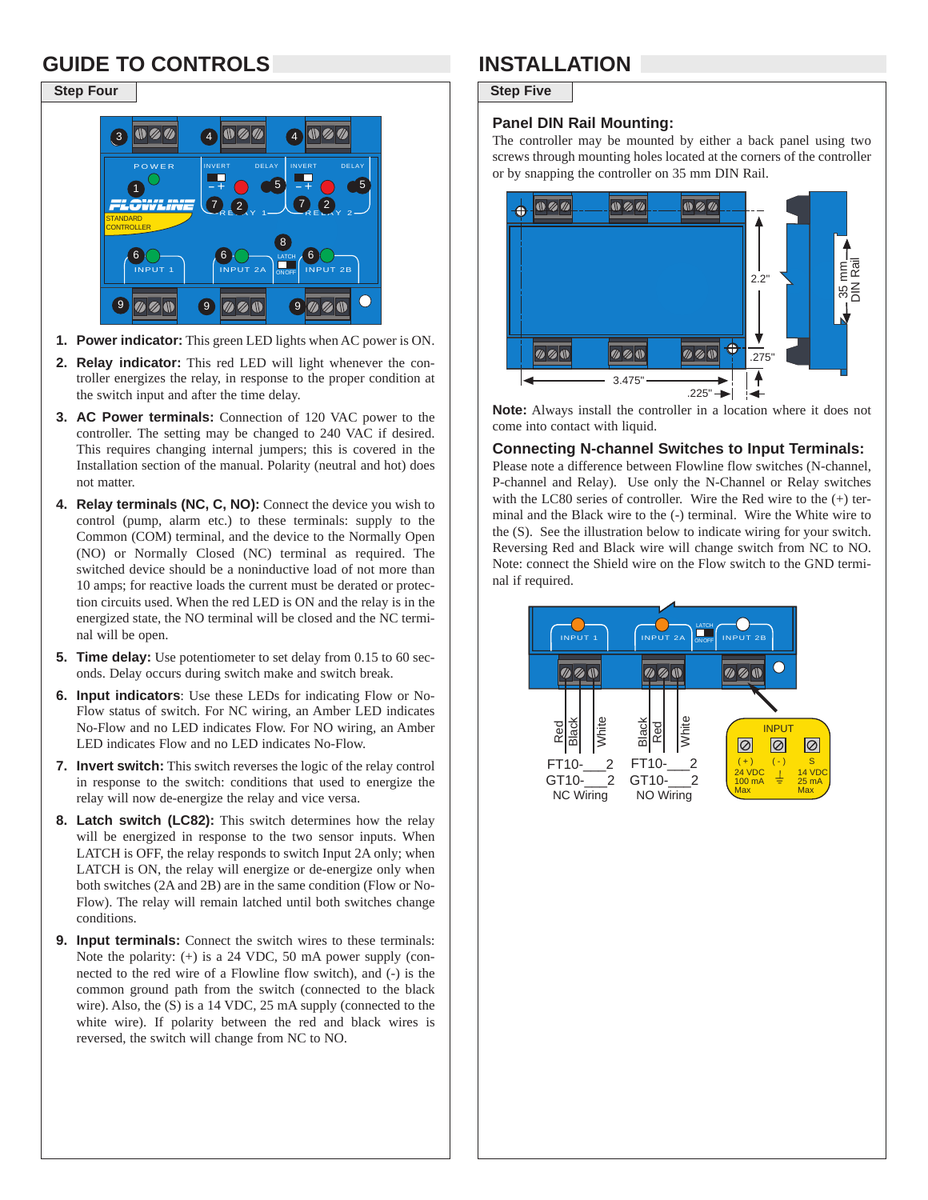# GUIDE TO CONTROLS

## Step Four

1. **Power indicator:** This green LED lights when AC power is ON.
2. **Relay indicator:** This red LED will light whenever the controller energizes the relay, in response to the proper condition at the switch input and after the time delay.
3. **AC Power terminals:** Connection of 120 VAC power to the controller. The setting may be changed to 240 VAC if desired. This requires changing internal jumpers; this is covered in the Installation section of the manual. Polarity (neutral and hot) does not matter.
4. **Relay terminals (NC, C, NO):** Connect the device you wish to control (pump, alarm etc.) to these terminals: supply to the Common (COM) terminal, and the device to the Normally Open (NO) or Normally Closed (NC) terminal as required. The switched device should be a noninductive load of not more than 10 amps; for reactive loads the current must be derated or protection circuits used. When the red LED is ON and the relay is in the energized state, the NO terminal will be closed and the NC terminal will be open.
5. **Time delay:** Use potentiometer to set delay from 0.15 to 60 seconds. Delay occurs during switch make and switch break.
6. **Input indicators**: Use these LEDs for indicating Flow or No-Flow status of switch. For NC wiring, an Amber LED indicates No-Flow and no LED indicates Flow. For NO wiring, an Amber LED indicates Flow and no LED indicates No-Flow.
7. **Invert switch:** This switch reverses the logic of the relay control in response to the switch: conditions that used to energize the relay will now de-energize the relay and vice versa.
8. **Latch switch (LC82):** This switch determines how the relay will be energized in response to the two sensor inputs. When LATCH is OFF, the relay responds to switch Input 2A only; when LATCH is ON, the relay will energize or de-energize only when both switches (2A and 2B) are in the same condition (Flow or No-Flow). The relay will remain latched until both switches change conditions.
9. **Input terminals:** Connect the switch wires to these terminals: Note the polarity: (+) is a 24 VDC, 50 mA power supply (connected to the red wire of a Flowline flow switch), and (-) is the common ground path from the switch (connected to the black wire). Also, the (S) is a 14 VDC, 25 mA supply (connected to the white wire). If polarity between the red and black wires is reversed, the switch will change from NC to NO.

# INSTALLATION

## Step Five

### Panel DIN Rail Mounting:

The controller may be mounted by either a back panel using two screws through mounting holes located at the corners of the controller or by snapping the controller on 35 mm DIN Rail.

**Note:** Always install the controller in a location where it does not come into contact with liquid.

### Connecting N-channel Switches to Input Terminals:

Please note a difference between Flowline flow switches (N-channel, P-channel and Relay). Use only the N-Channel or Relay switches with the LC80 series of controller. Wire the Red wire to the (+) terminal and the Black wire to the (-) terminal. Wire the White wire to the (S). See the illustration below to indicate wiring for your switch. Reversing Red and Black wire will change switch from NC to NO. Note: connect the Shield wire on the Flow switch to the GND terminal if required.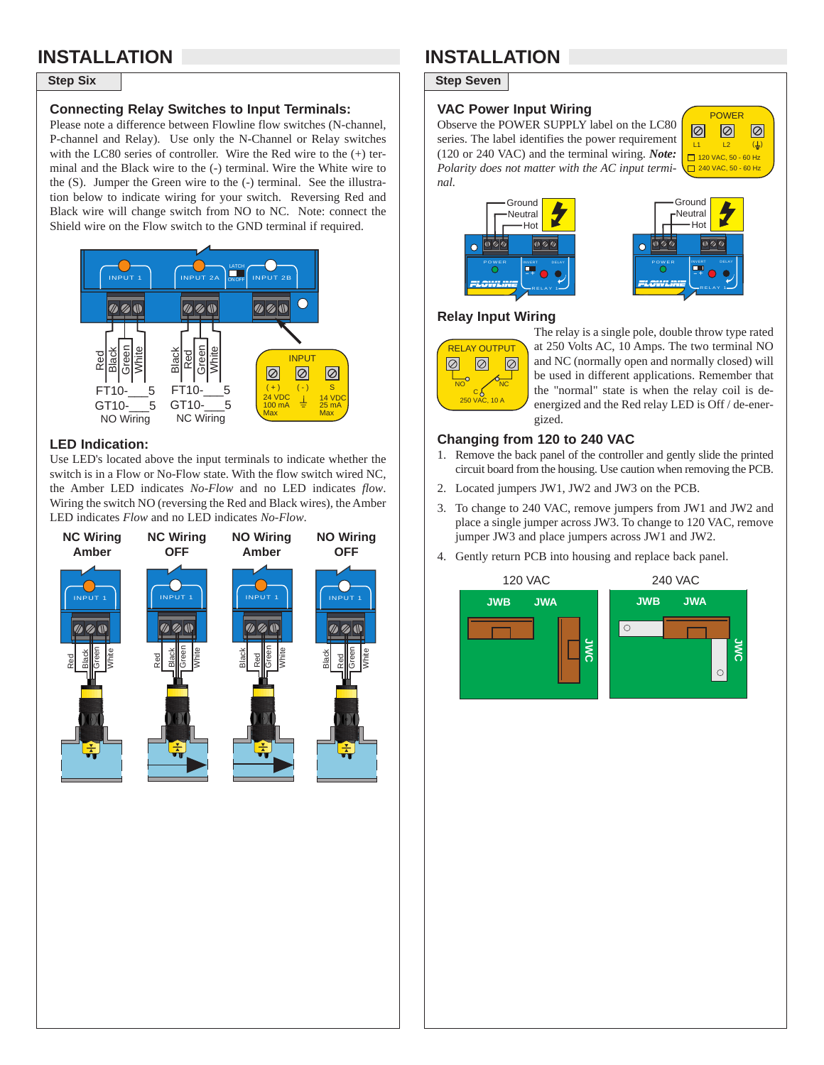# INSTALLATION

## Step Six

### Connecting Relay Switches to Input Terminals:

Please note a difference between Flowline flow switches (N-channel, P-channel and Relay). Use only the N-Channel or Relay switches with the LC80 series of controller. Wire the Red wire to the (+) terminal and the Black wire to the (-) terminal. Wire the White wire to the (S). Jumper the Green wire to the (-) terminal. See the illustration below to indicate wiring for your switch. Reversing Red and Black wire will change switch from NO to NC. Note: connect the Shield wire on the Flow switch to the GND terminal if required.

### LED Indication:

Use LED's located above the input terminals to indicate whether the switch is in a Flow or No-Flow state. With the flow switch wired NC, the Amber LED indicates *No-Flow* and no LED indicates *flow*. Wiring the switch NO (reversing the Red and Black wires), the Amber LED indicates *Flow* and no LED indicates *No-Flow*.

# INSTALLATION

## Step Seven

### VAC Power Input Wiring

Observe the POWER SUPPLY label on the LC80 series. The label identifies the power requirement (120 or 240 VAC) and the terminal wiring. ***Note:*** *Polarity does not matter with the AC input terminal.*

### Relay Input Wiring

The relay is a single pole, double throw type rated at 250 Volts AC, 10 Amps. The two terminal NO and NC (normally open and normally closed) will be used in different applications. Remember that the "normal" state is when the relay coil is de-energized and the Red relay LED is Off / de-energized.

### Changing from 120 to 240 VAC

1. Remove the back panel of the controller and gently slide the printed circuit board from the housing. Use caution when removing the PCB.
2. Located jumpers JW1, JW2 and JW3 on the PCB.
3. To change to 240 VAC, remove jumpers from JW1 and JW2 and place a single jumper across JW3. To change to 120 VAC, remove jumper JW3 and place jumpers across JW1 and JW2.
4. Gently return PCB into housing and replace back panel.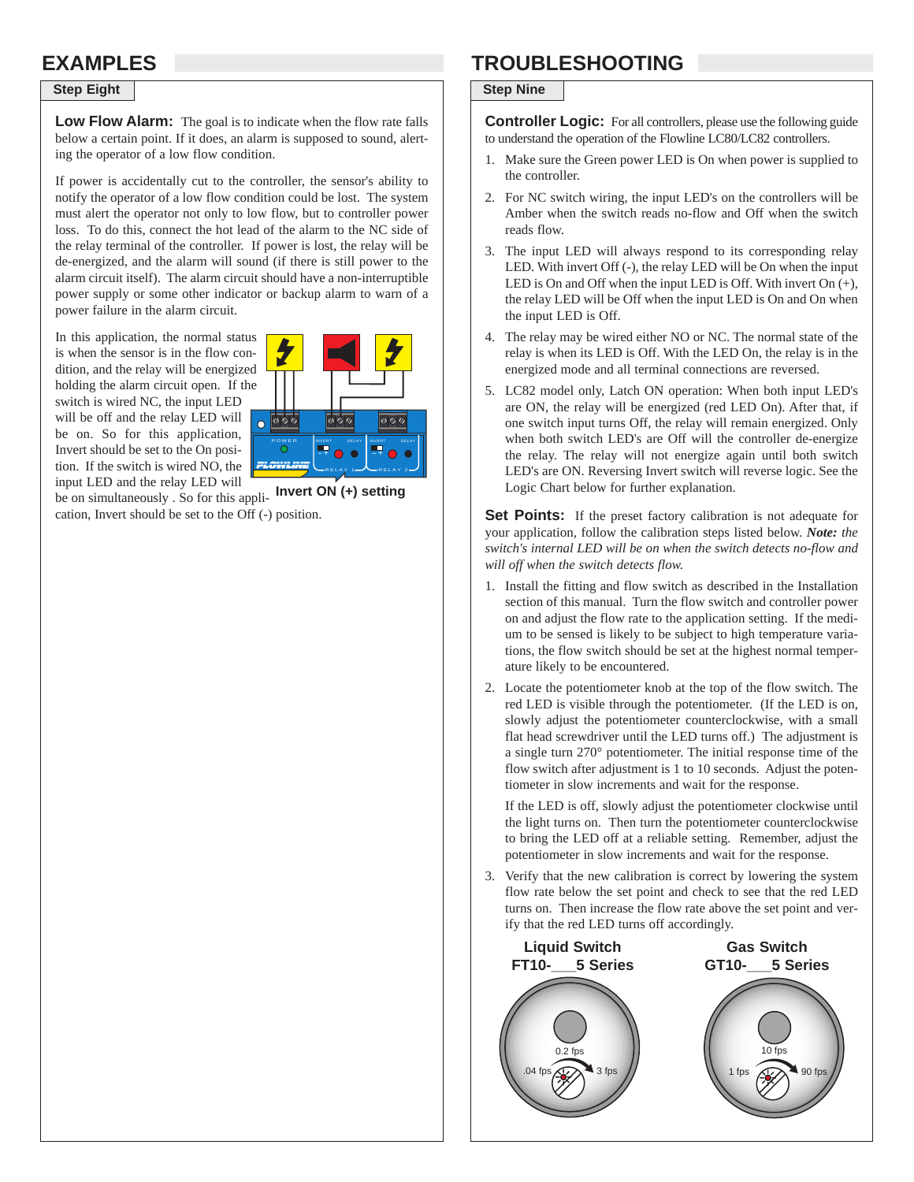# EXAMPLES

## Step Eight

**Low Flow Alarm:** The goal is to indicate when the flow rate falls below a certain point. If it does, an alarm is supposed to sound, alerting the operator of a low flow condition.

If power is accidentally cut to the controller, the sensor's ability to notify the operator of a low flow condition could be lost. The system must alert the operator not only to low flow, but to controller power loss. To do this, connect the hot lead of the alarm to the NC side of the relay terminal of the controller. If power is lost, the relay will be de-energized, and the alarm will sound (if there is still power to the alarm circuit itself). The alarm circuit should have a non-interruptible power supply or some other indicator or backup alarm to warn of a power failure in the alarm circuit.

In this application, the normal status is when the sensor is in the flow condition, and the relay will be energized holding the alarm circuit open. If the switch is wired NC, the input LED will be off and the relay LED will be on. So for this application, Invert should be set to the On position. If the switch is wired NO, the input LED and the relay LED will be on simultaneously . So for this application, Invert should be set to the Off (-) position.

POWER
INVERT DELAY INVERT DELAY
FLOWLINE
RELAY 1 RELAY 2

Invert ON (+) setting

# TROUBLESHOOTING

## Step Nine

**Controller Logic:** For all controllers, please use the following guide to understand the operation of the Flowline LC80/LC82 controllers.

1. Make sure the Green power LED is On when power is supplied to the controller.
2. For NC switch wiring, the input LED's on the controllers will be Amber when the switch reads no-flow and Off when the switch reads flow.
3. The input LED will always respond to its corresponding relay LED. With invert Off (-), the relay LED will be On when the input LED is On and Off when the input LED is Off. With invert On (+), the relay LED will be Off when the input LED is On and On when the input LED is Off.
4. The relay may be wired either NO or NC. The normal state of the relay is when its LED is Off. With the LED On, the relay is in the energized mode and all terminal connections are reversed.
5. LC82 model only, Latch ON operation: When both input LED's are ON, the relay will be energized (red LED On). After that, if one switch input turns Off, the relay will remain energized. Only when both switch LED's are Off will the controller de-energize the relay. The relay will not energize again until both switch LED's are ON. Reversing Invert switch will reverse logic. See the Logic Chart below for further explanation.

**Set Points:** If the preset factory calibration is not adequate for your application, follow the calibration steps listed below. ***Note:*** *the switch's internal LED will be on when the switch detects no-flow and will off when the switch detects flow.*

1. Install the fitting and flow switch as described in the Installation section of this manual. Turn the flow switch and controller power on and adjust the flow rate to the application setting. If the medium to be sensed is likely to be subject to high temperature variations, the flow switch should be set at the highest normal temperature likely to be encountered.
2. Locate the potentiometer knob at the top of the flow switch. The red LED is visible through the potentiometer. (If the LED is on, slowly adjust the potentiometer counterclockwise, with a small flat head screwdriver until the LED turns off.) The adjustment is a single turn 270° potentiometer. The initial response time of the flow switch after adjustment is 1 to 10 seconds. Adjust the potentiometer in slow increments and wait for the response.

   If the LED is off, slowly adjust the potentiometer clockwise until the light turns on. Then turn the potentiometer counterclockwise to bring the LED off at a reliable setting. Remember, adjust the potentiometer in slow increments and wait for the response.
3. Verify that the new calibration is correct by lowering the system flow rate below the set point and check to see that the red LED turns on. Then increase the flow rate above the set point and verify that the red LED turns off accordingly.

**Liquid Switch FT10-___5 Series**

0.2 fps
.04 fps
3 fps

**Gas Switch GT10-___5 Series**

10 fps
1 fps
90 fps